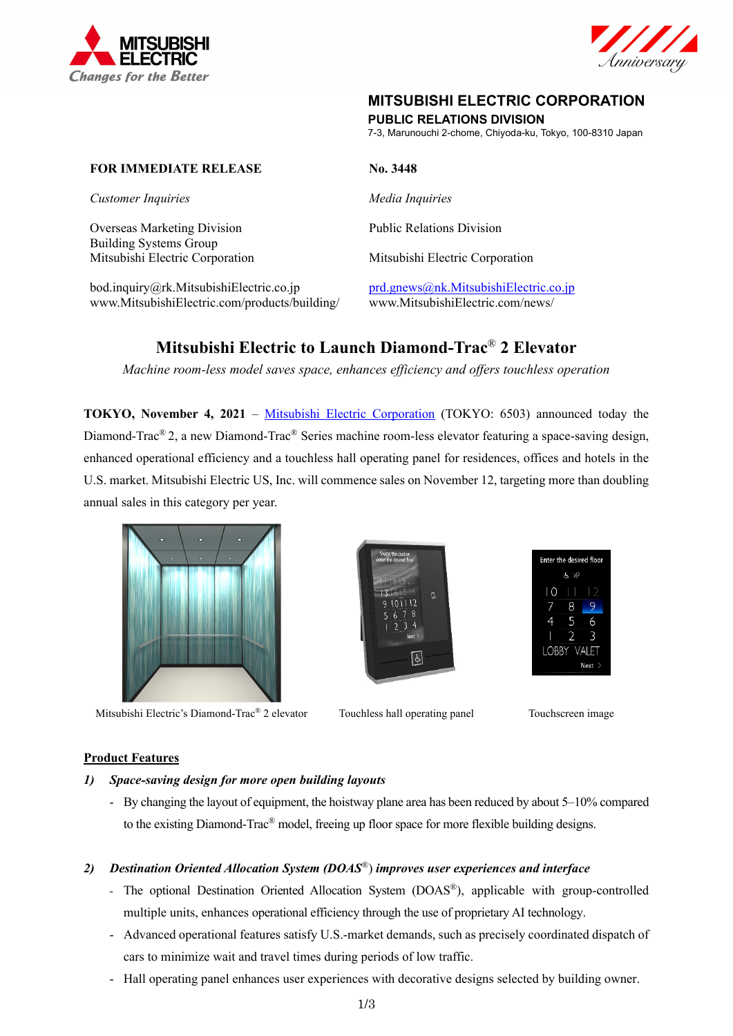**MITSUBISHI ELECTRIC CORPORATION**
**PUBLIC RELATIONS DIVISION**
7-3, Marunouchi 2-chome, Chiyoda-ku, Tokyo, 100-8310 Japan

**FOR IMMEDIATE RELEASE**

**No. 3448**

*Customer Inquiries*

Overseas Marketing Division
Building Systems Group
Mitsubishi Electric Corporation

bod.inquiry@rk.MitsubishiElectric.co.jp
www.MitsubishiElectric.com/products/building/

*Media Inquiries*

Public Relations Division

Mitsubishi Electric Corporation

prd.gnews@nk.MitsubishiElectric.co.jp
www.MitsubishiElectric.com/news/

# Mitsubishi Electric to Launch Diamond-Trac® 2 Elevator

*Machine room-less model saves space, enhances efficiency and offers touchless operation*

**TOKYO, November 4, 2021** – Mitsubishi Electric Corporation (TOKYO: 6503) announced today the Diamond-Trac® 2, a new Diamond-Trac® Series machine room-less elevator featuring a space-saving design, enhanced operational efficiency and a touchless hall operating panel for residences, offices and hotels in the U.S. market. Mitsubishi Electric US, Inc. will commence sales on November 12, targeting more than doubling annual sales in this category per year.

Mitsubishi Electric's Diamond-Trac® 2 elevator

Touchless hall operating panel

Touchscreen image

## Product Features

### *1) Space-saving design for more open building layouts*

- By changing the layout of equipment, the hoistway plane area has been reduced by about 5–10% compared to the existing Diamond-Trac® model, freeing up floor space for more flexible building designs.

### *2) Destination Oriented Allocation System (DOAS®) improves user experiences and interface*

- The optional Destination Oriented Allocation System (DOAS®), applicable with group-controlled multiple units, enhances operational efficiency through the use of proprietary AI technology.
- Advanced operational features satisfy U.S.-market demands, such as precisely coordinated dispatch of cars to minimize wait and travel times during periods of low traffic.
- Hall operating panel enhances user experiences with decorative designs selected by building owner.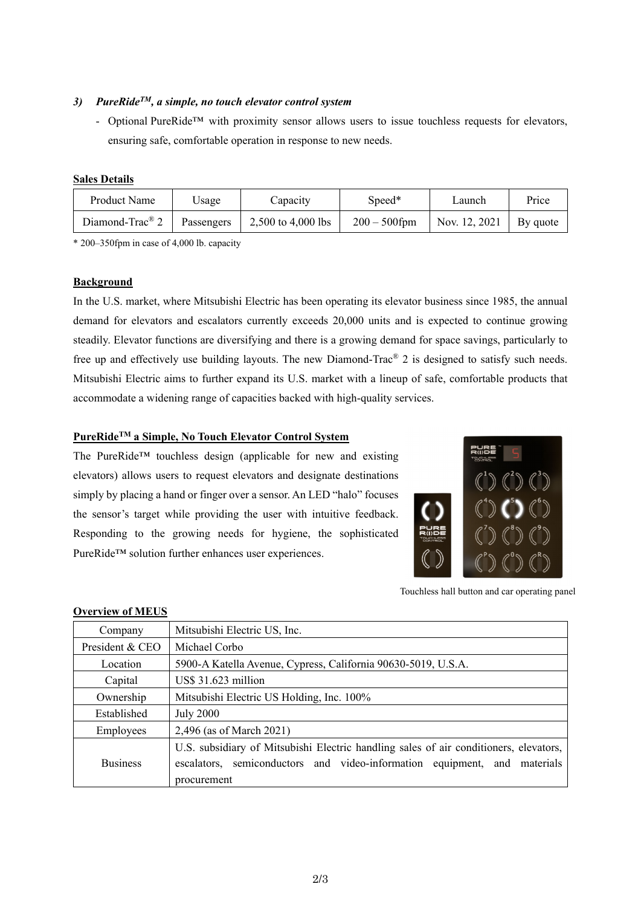### 3) *PureRide™, a simple, no touch elevator control system*

- Optional PureRide™ with proximity sensor allows users to issue touchless requests for elevators, ensuring safe, comfortable operation in response to new needs.

**Sales Details**

| Product Name | Usage | Capacity | Speed* | Launch | Price |
|---|---|---|---|---|---|
| Diamond-Trac® 2 | Passengers | 2,500 to 4,000 lbs | 200 – 500fpm | Nov. 12, 2021 | By quote |

\* 200–350fpm in case of 4,000 lb. capacity

**Background**

In the U.S. market, where Mitsubishi Electric has been operating its elevator business since 1985, the annual demand for elevators and escalators currently exceeds 20,000 units and is expected to continue growing steadily. Elevator functions are diversifying and there is a growing demand for space savings, particularly to free up and effectively use building layouts. The new Diamond-Trac® 2 is designed to satisfy such needs. Mitsubishi Electric aims to further expand its U.S. market with a lineup of safe, comfortable products that accommodate a widening range of capacities backed with high-quality services.

**PureRide™ a Simple, No Touch Elevator Control System**

The PureRide™ touchless design (applicable for new and existing elevators) allows users to request elevators and designate destinations simply by placing a hand or finger over a sensor. An LED "halo" focuses the sensor's target while providing the user with intuitive feedback. Responding to the growing needs for hygiene, the sophisticated PureRide™ solution further enhances user experiences.

Touchless hall button and car operating panel

**Overview of MEUS**

| Company | Mitsubishi Electric US, Inc. |
|---|---|
| President & CEO | Michael Corbo |
| Location | 5900-A Katella Avenue, Cypress, California 90630-5019, U.S.A. |
| Capital | US$ 31.623 million |
| Ownership | Mitsubishi Electric US Holding, Inc. 100% |
| Established | July 2000 |
| Employees | 2,496 (as of March 2021) |
| Business | U.S. subsidiary of Mitsubishi Electric handling sales of air conditioners, elevators, escalators, semiconductors and video-information equipment, and materials procurement |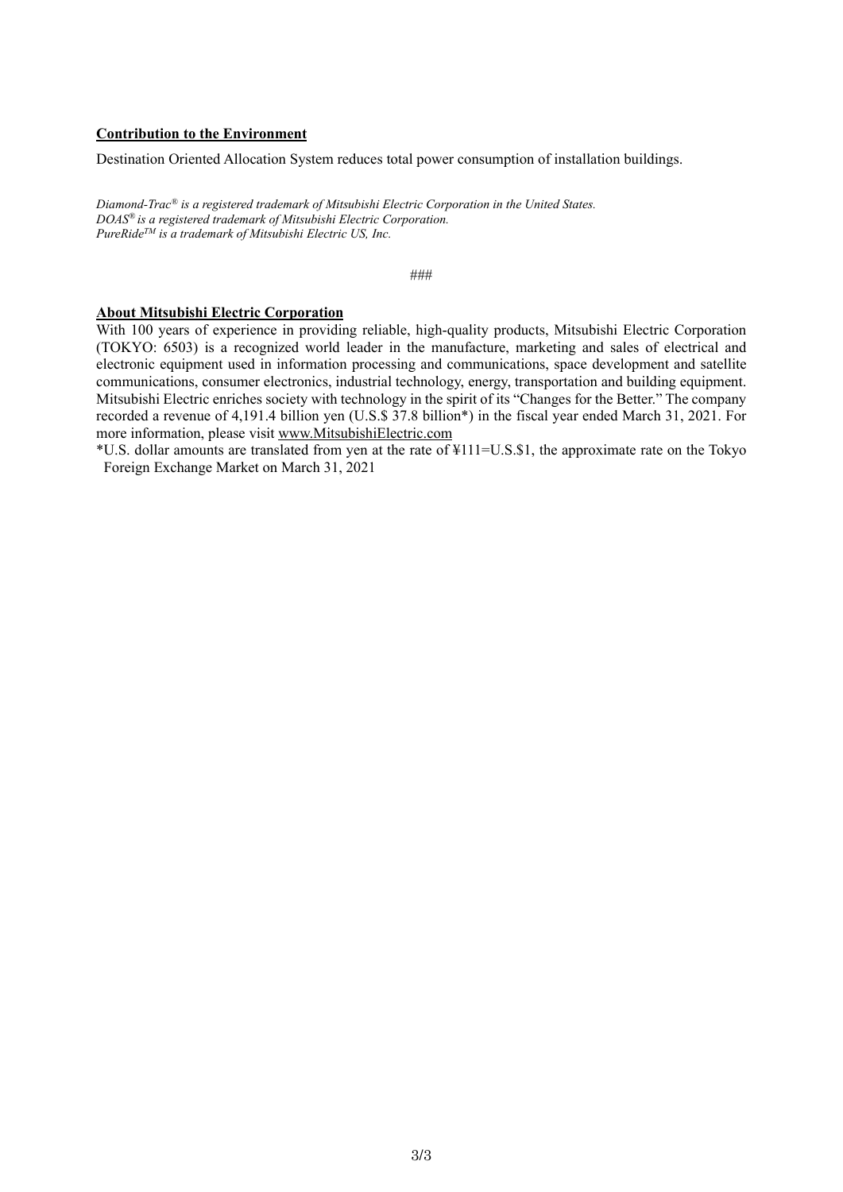**Contribution to the Environment**

Destination Oriented Allocation System reduces total power consumption of installation buildings.

*Diamond-Trac® is a registered trademark of Mitsubishi Electric Corporation in the United States.*
*DOAS® is a registered trademark of Mitsubishi Electric Corporation.*
*PureRide™ is a trademark of Mitsubishi Electric US, Inc.*

###

**About Mitsubishi Electric Corporation**

With 100 years of experience in providing reliable, high-quality products, Mitsubishi Electric Corporation (TOKYO: 6503) is a recognized world leader in the manufacture, marketing and sales of electrical and electronic equipment used in information processing and communications, space development and satellite communications, consumer electronics, industrial technology, energy, transportation and building equipment. Mitsubishi Electric enriches society with technology in the spirit of its "Changes for the Better." The company recorded a revenue of 4,191.4 billion yen (U.S.$ 37.8 billion*) in the fiscal year ended March 31, 2021. For more information, please visit www.MitsubishiElectric.com

*U.S. dollar amounts are translated from yen at the rate of ¥111=U.S.$1, the approximate rate on the Tokyo Foreign Exchange Market on March 31, 2021